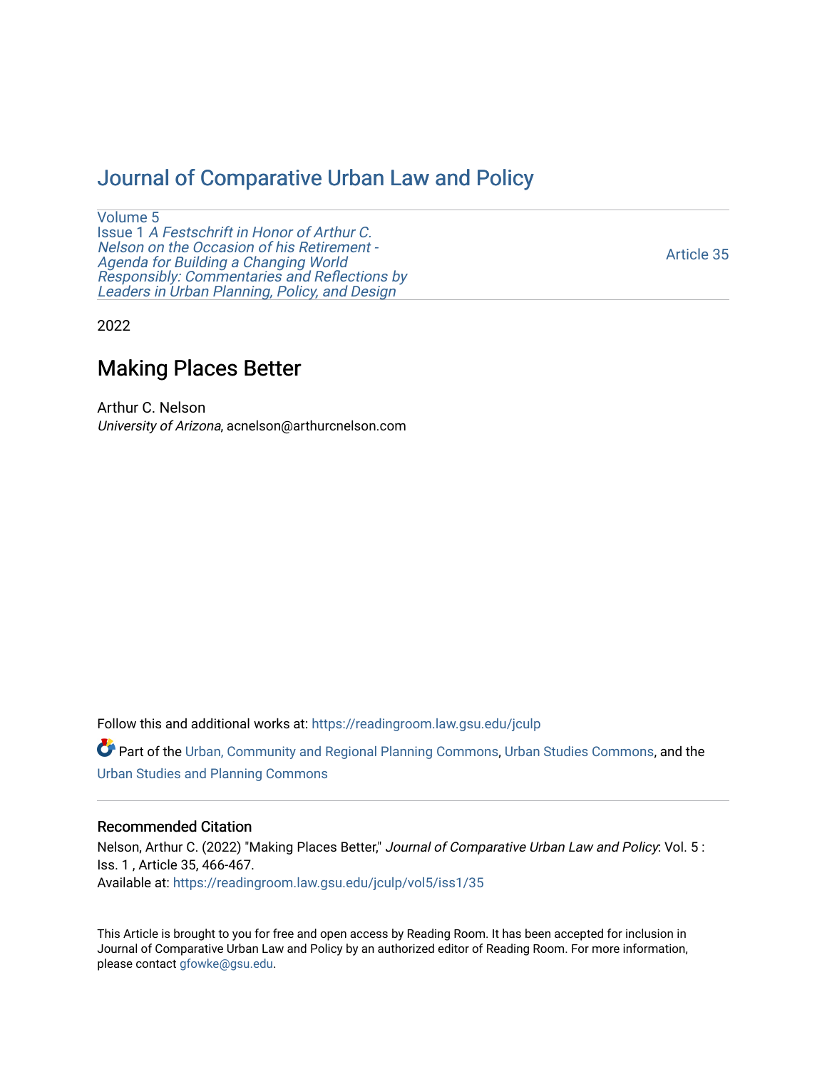# Journal of Comparative Urban Law and Policy

Volume 5
Issue 1 *A Festschrift in Honor of Arthur C. Nelson on the Occasion of his Retirement - Agenda for Building a Changing World Responsibly: Commentaries and Reflections by Leaders in Urban Planning, Policy, and Design*

Article 35

2022

## Making Places Better

Arthur C. Nelson
*University of Arizona*, acnelson@arthurcnelson.com

Follow this and additional works at: https://readingroom.law.gsu.edu/jculp

Part of the Urban, Community and Regional Planning Commons, Urban Studies Commons, and the Urban Studies and Planning Commons

### Recommended Citation

Nelson, Arthur C. (2022) "Making Places Better," *Journal of Comparative Urban Law and Policy*: Vol. 5 : Iss. 1 , Article 35, 466-467.
Available at: https://readingroom.law.gsu.edu/jculp/vol5/iss1/35

This Article is brought to you for free and open access by Reading Room. It has been accepted for inclusion in Journal of Comparative Urban Law and Policy by an authorized editor of Reading Room. For more information, please contact gfowke@gsu.edu.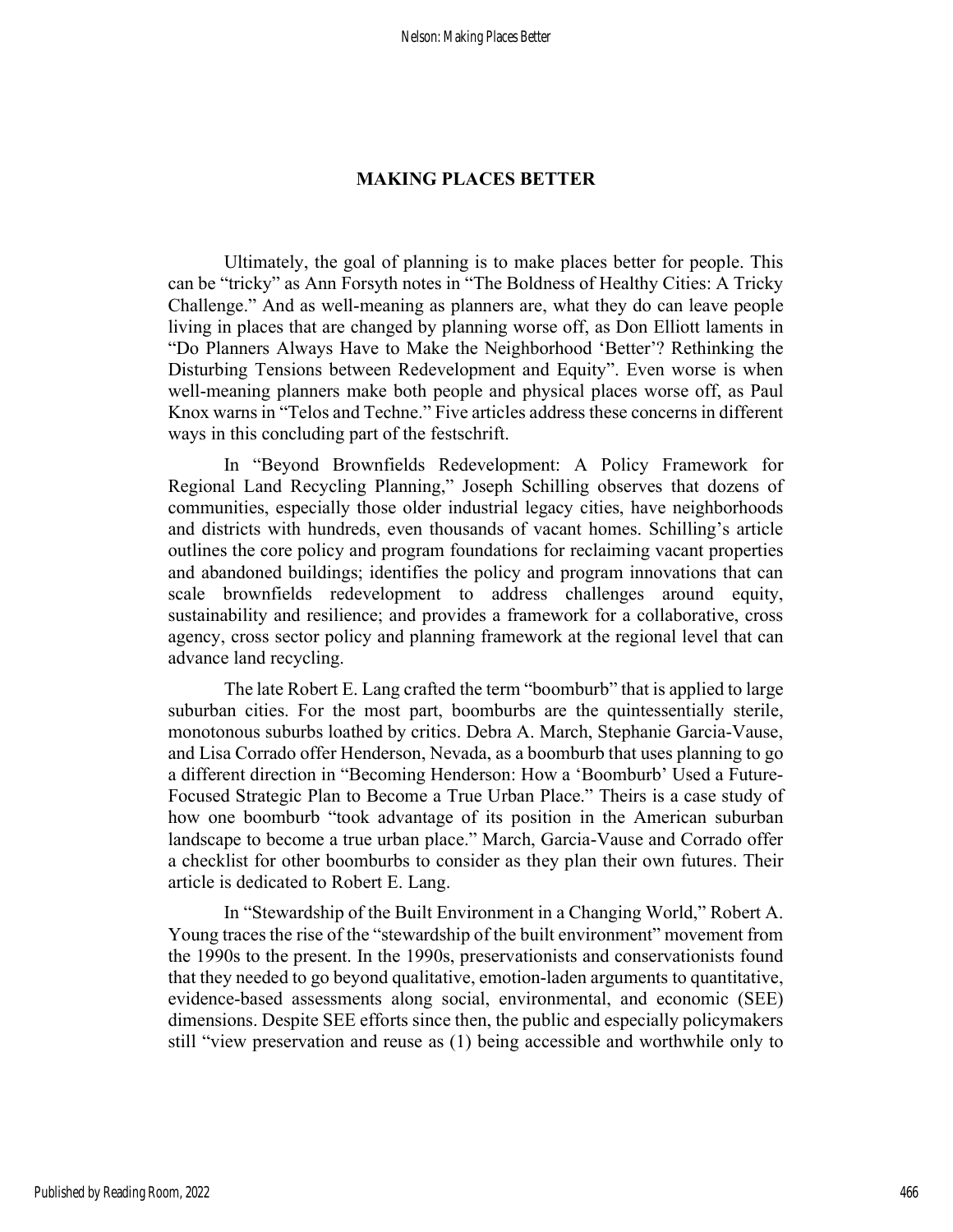## MAKING PLACES BETTER

Ultimately, the goal of planning is to make places better for people. This can be "tricky" as Ann Forsyth notes in "The Boldness of Healthy Cities: A Tricky Challenge." And as well-meaning as planners are, what they do can leave people living in places that are changed by planning worse off, as Don Elliott laments in "Do Planners Always Have to Make the Neighborhood 'Better'? Rethinking the Disturbing Tensions between Redevelopment and Equity". Even worse is when well-meaning planners make both people and physical places worse off, as Paul Knox warns in "Telos and Techne." Five articles address these concerns in different ways in this concluding part of the festschrift.

In "Beyond Brownfields Redevelopment: A Policy Framework for Regional Land Recycling Planning," Joseph Schilling observes that dozens of communities, especially those older industrial legacy cities, have neighborhoods and districts with hundreds, even thousands of vacant homes. Schilling's article outlines the core policy and program foundations for reclaiming vacant properties and abandoned buildings; identifies the policy and program innovations that can scale brownfields redevelopment to address challenges around equity, sustainability and resilience; and provides a framework for a collaborative, cross agency, cross sector policy and planning framework at the regional level that can advance land recycling.

The late Robert E. Lang crafted the term "boomburb" that is applied to large suburban cities. For the most part, boomburbs are the quintessentially sterile, monotonous suburbs loathed by critics. Debra A. March, Stephanie Garcia-Vause, and Lisa Corrado offer Henderson, Nevada, as a boomburb that uses planning to go a different direction in "Becoming Henderson: How a 'Boomburb' Used a Future-Focused Strategic Plan to Become a True Urban Place." Theirs is a case study of how one boomburb "took advantage of its position in the American suburban landscape to become a true urban place." March, Garcia-Vause and Corrado offer a checklist for other boomburbs to consider as they plan their own futures. Their article is dedicated to Robert E. Lang.

In "Stewardship of the Built Environment in a Changing World," Robert A. Young traces the rise of the "stewardship of the built environment" movement from the 1990s to the present. In the 1990s, preservationists and conservationists found that they needed to go beyond qualitative, emotion-laden arguments to quantitative, evidence-based assessments along social, environmental, and economic (SEE) dimensions. Despite SEE efforts since then, the public and especially policymakers still "view preservation and reuse as (1) being accessible and worthwhile only to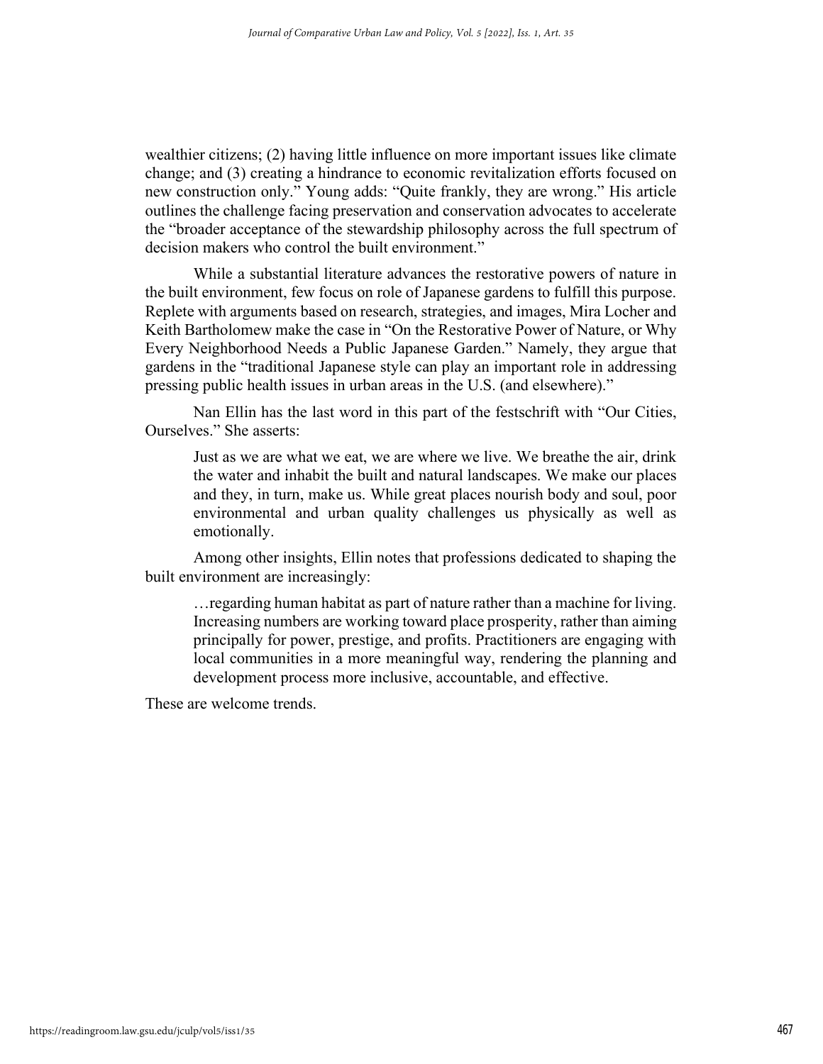wealthier citizens; (2) having little influence on more important issues like climate change; and (3) creating a hindrance to economic revitalization efforts focused on new construction only." Young adds: "Quite frankly, they are wrong." His article outlines the challenge facing preservation and conservation advocates to accelerate the "broader acceptance of the stewardship philosophy across the full spectrum of decision makers who control the built environment."

While a substantial literature advances the restorative powers of nature in the built environment, few focus on role of Japanese gardens to fulfill this purpose. Replete with arguments based on research, strategies, and images, Mira Locher and Keith Bartholomew make the case in "On the Restorative Power of Nature, or Why Every Neighborhood Needs a Public Japanese Garden." Namely, they argue that gardens in the "traditional Japanese style can play an important role in addressing pressing public health issues in urban areas in the U.S. (and elsewhere)."

Nan Ellin has the last word in this part of the festschrift with "Our Cities, Ourselves." She asserts:

> Just as we are what we eat, we are where we live. We breathe the air, drink the water and inhabit the built and natural landscapes. We make our places and they, in turn, make us. While great places nourish body and soul, poor environmental and urban quality challenges us physically as well as emotionally.

Among other insights, Ellin notes that professions dedicated to shaping the built environment are increasingly:

> …regarding human habitat as part of nature rather than a machine for living. Increasing numbers are working toward place prosperity, rather than aiming principally for power, prestige, and profits. Practitioners are engaging with local communities in a more meaningful way, rendering the planning and development process more inclusive, accountable, and effective.

These are welcome trends.